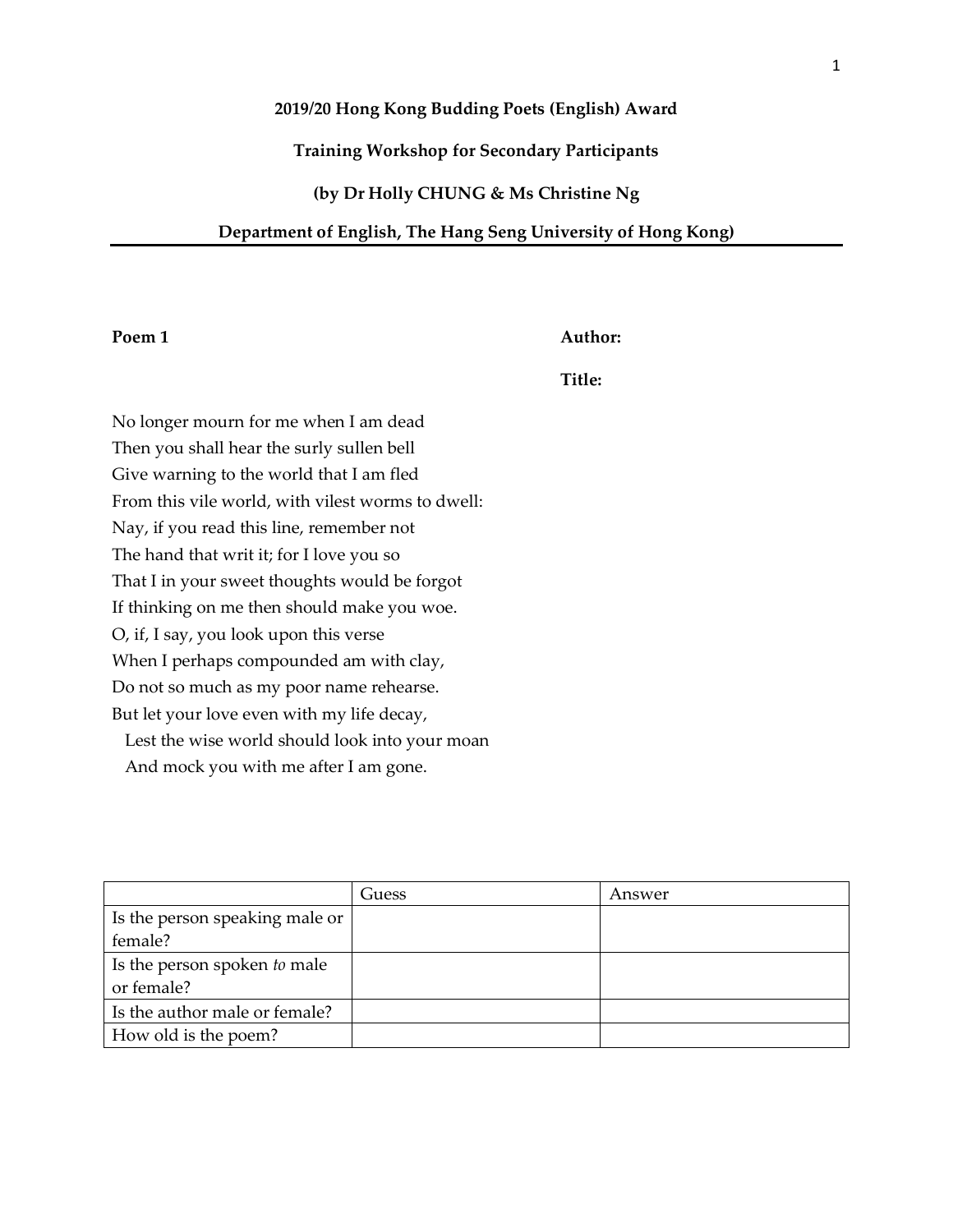**2019/20 Hong Kong Budding Poets (English) Award**

**Training Workshop for Secondary Participants**

**(by Dr Holly CHUNG & Ms Christine Ng**

**Department of English, The Hang Seng University of Hong Kong)**

---

**Poem 1**

**Author:**

**Title:**

No longer mourn for me when I am dead  
Then you shall hear the surly sullen bell  
Give warning to the world that I am fled  
From this vile world, with vilest worms to dwell:  
Nay, if you read this line, remember not  
The hand that writ it; for I love you so  
That I in your sweet thoughts would be forgot  
If thinking on me then should make you woe.  
O, if, I say, you look upon this verse  
When I perhaps compounded am with clay,  
Do not so much as my poor name rehearse.  
But let your love even with my life decay,  
&nbsp;&nbsp;&nbsp;Lest the wise world should look into your moan  
&nbsp;&nbsp;&nbsp;And mock you with me after I am gone.

| | Guess | Answer |
|---|---|---|
| Is the person speaking male or female? | | |
| Is the person spoken *to* male or female? | | |
| Is the author male or female? | | |
| How old is the poem? | | |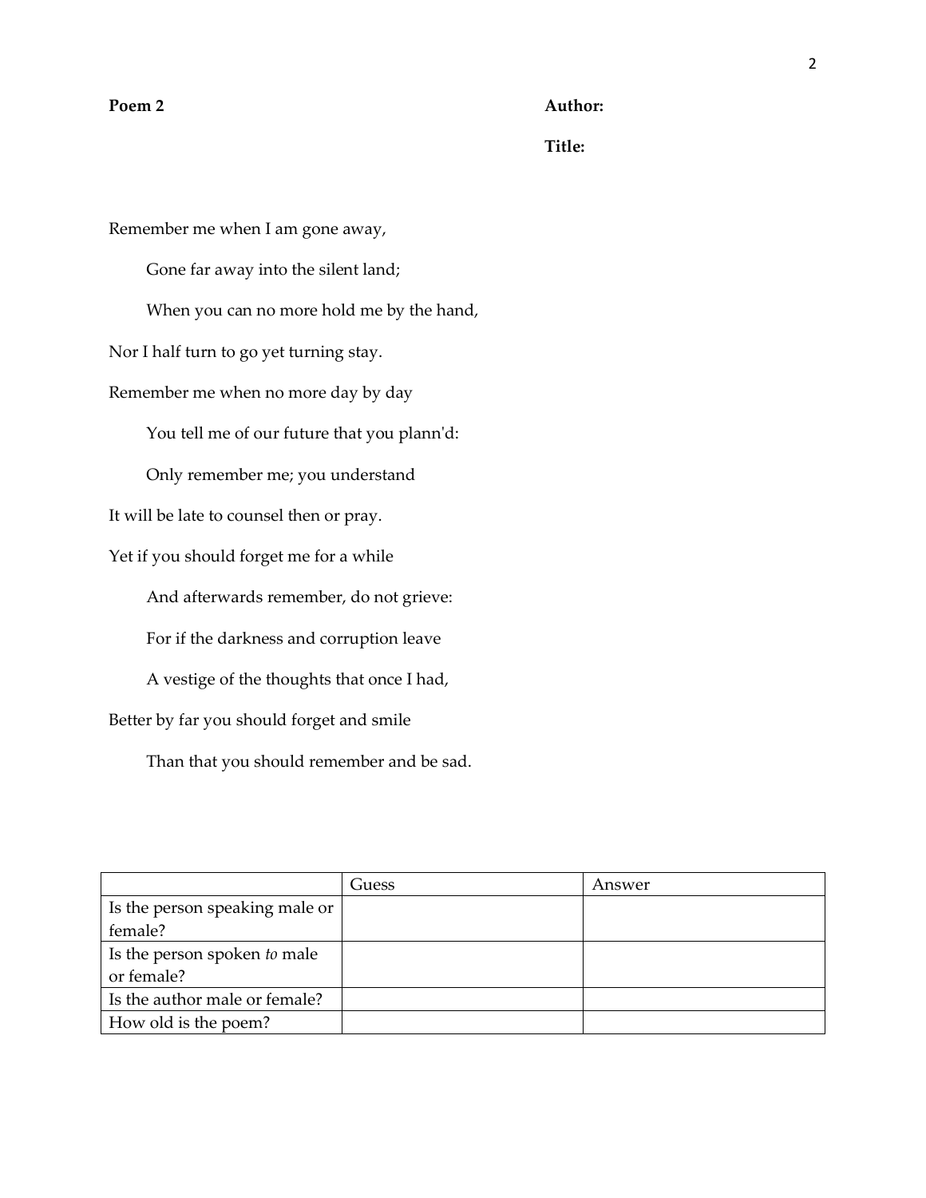**Poem 2**

**Author:**

**Title:**

Remember me when I am gone away,

    Gone far away into the silent land;

    When you can no more hold me by the hand,

Nor I half turn to go yet turning stay.

Remember me when no more day by day

    You tell me of our future that you plann'd:

    Only remember me; you understand

It will be late to counsel then or pray.

Yet if you should forget me for a while

    And afterwards remember, do not grieve:

    For if the darkness and corruption leave

    A vestige of the thoughts that once I had,

Better by far you should forget and smile

    Than that you should remember and be sad.

| | Guess | Answer |
|---|---|---|
| Is the person speaking male or female? | | |
| Is the person spoken *to* male or female? | | |
| Is the author male or female? | | |
| How old is the poem? | | |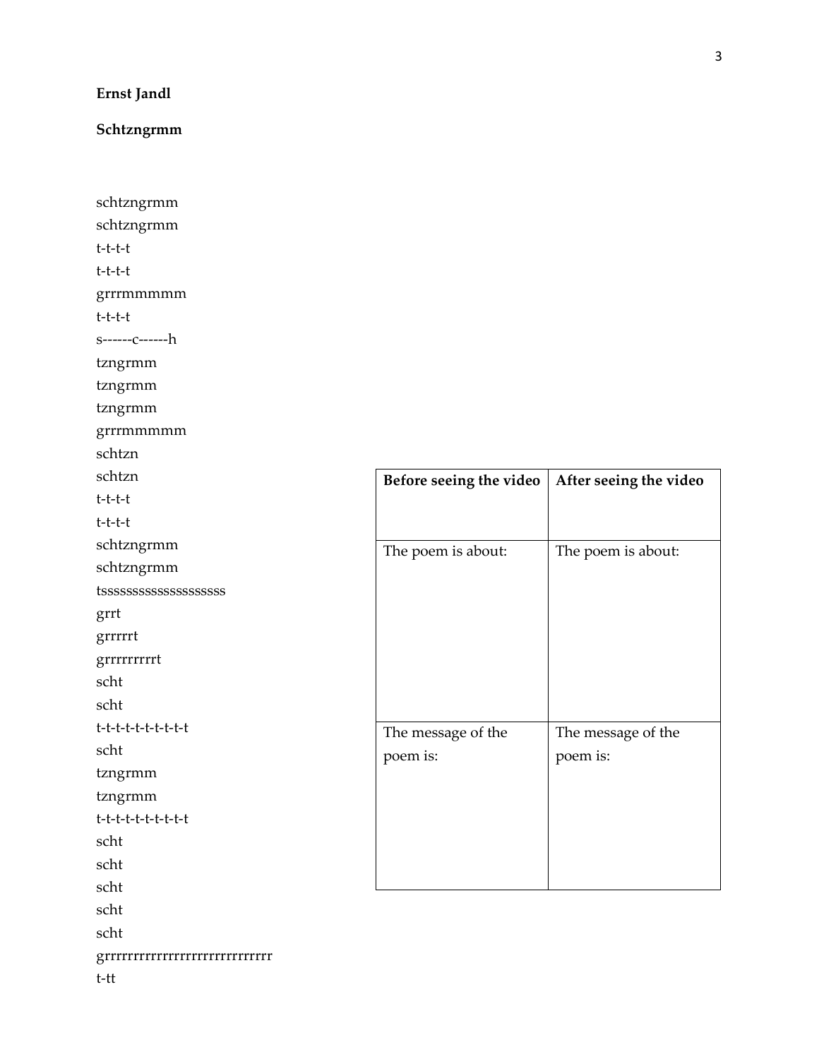**Ernst Jandl**

**Schtzngrmm**

schtzngrmm
schtzngrmm
t-t-t-t
t-t-t-t
grrrmmmmm
t-t-t-t
s------c------h
tzngrmm
tzngrmm
tzngrmm
grrrmmmmm
schtzn
schtzn
t-t-t-t
t-t-t-t
schtzngrmm
schtzngrmm
tsssssssssssssssssss
grrt
grrrrrt
grrrrrrrrrt
scht
scht
t-t-t-t-t-t-t-t-t
scht
tzngrmm
tzngrmm
t-t-t-t-t-t-t-t-t
scht
scht
scht
scht
scht
grrrrrrrrrrrrrrrrrrrrrrrrrrrrr
t-tt

| Before seeing the video | After seeing the video |
| --- | --- |
| The poem is about: | The poem is about: |
| The message of the poem is: | The message of the poem is: |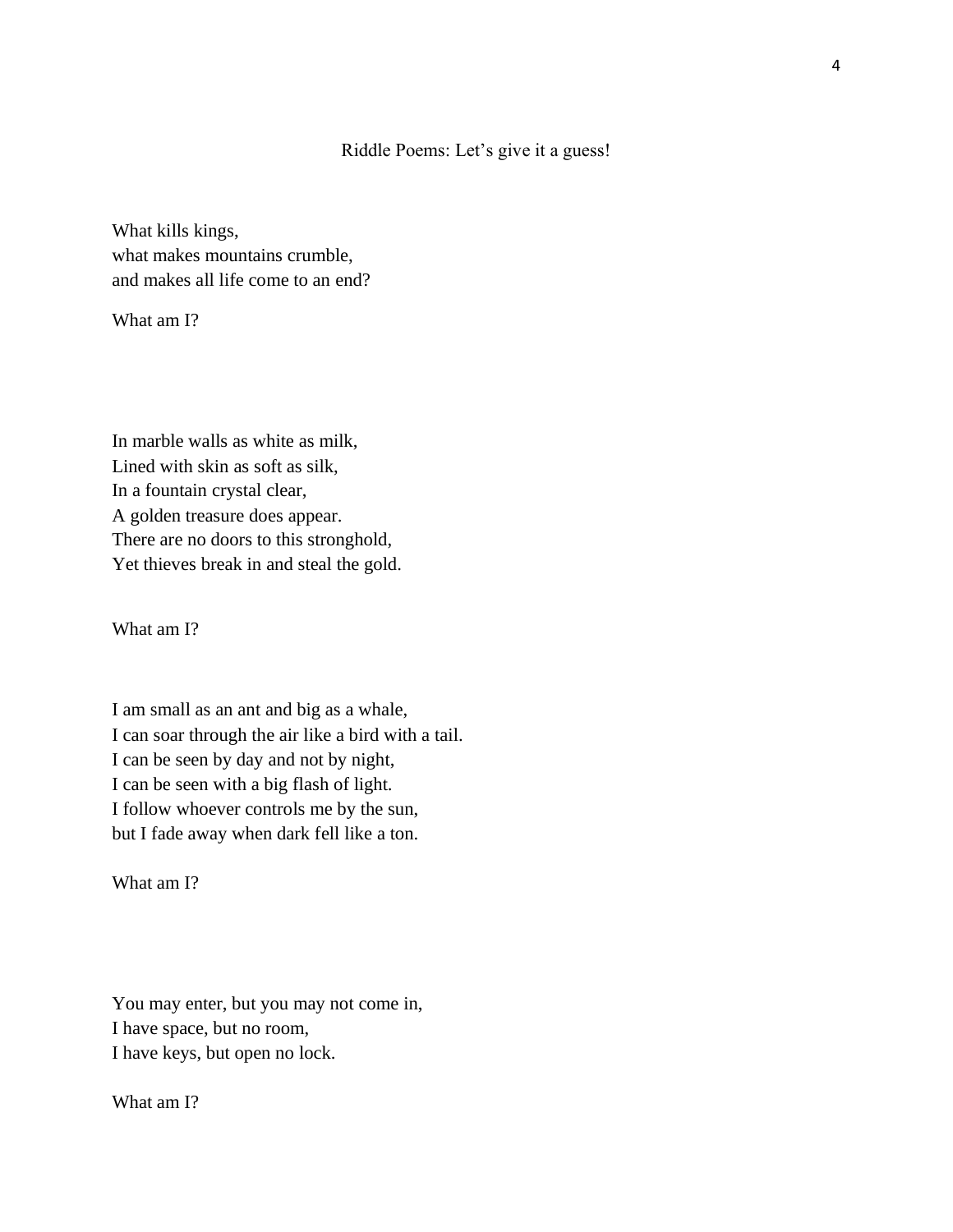## Riddle Poems: Let's give it a guess!

What kills kings,  
what makes mountains crumble,  
and makes all life come to an end?

What am I?

In marble walls as white as milk,  
Lined with skin as soft as silk,  
In a fountain crystal clear,  
A golden treasure does appear.  
There are no doors to this stronghold,  
Yet thieves break in and steal the gold.

What am I?

I am small as an ant and big as a whale,  
I can soar through the air like a bird with a tail.  
I can be seen by day and not by night,  
I can be seen with a big flash of light.  
I follow whoever controls me by the sun,  
but I fade away when dark fell like a ton.

What am I?

You may enter, but you may not come in,  
I have space, but no room,  
I have keys, but open no lock.

What am I?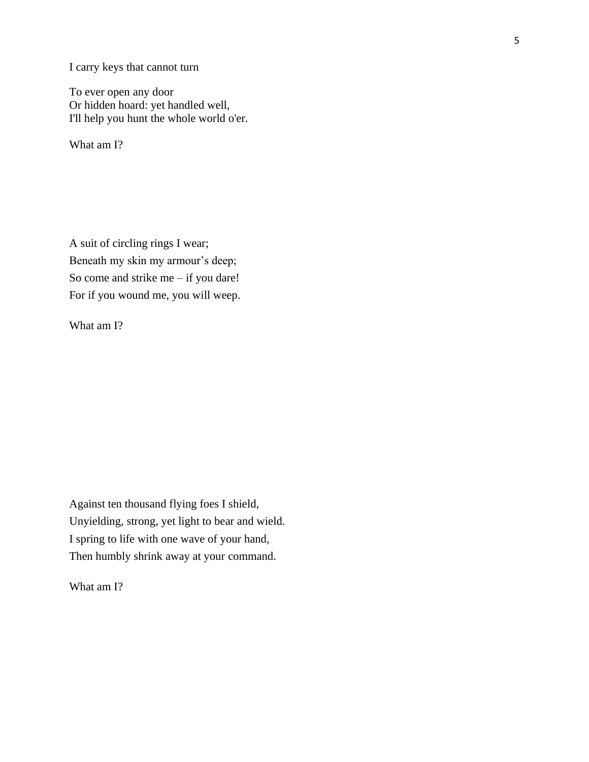I carry keys that cannot turn

To ever open any door
Or hidden hoard: yet handled well,
I'll help you hunt the whole world o'er.

What am I?

A suit of circling rings I wear;
Beneath my skin my armour's deep;
So come and strike me – if you dare!
For if you wound me, you will weep.

What am I?

Against ten thousand flying foes I shield,
Unyielding, strong, yet light to bear and wield.
I spring to life with one wave of your hand,
Then humbly shrink away at your command.

What am I?